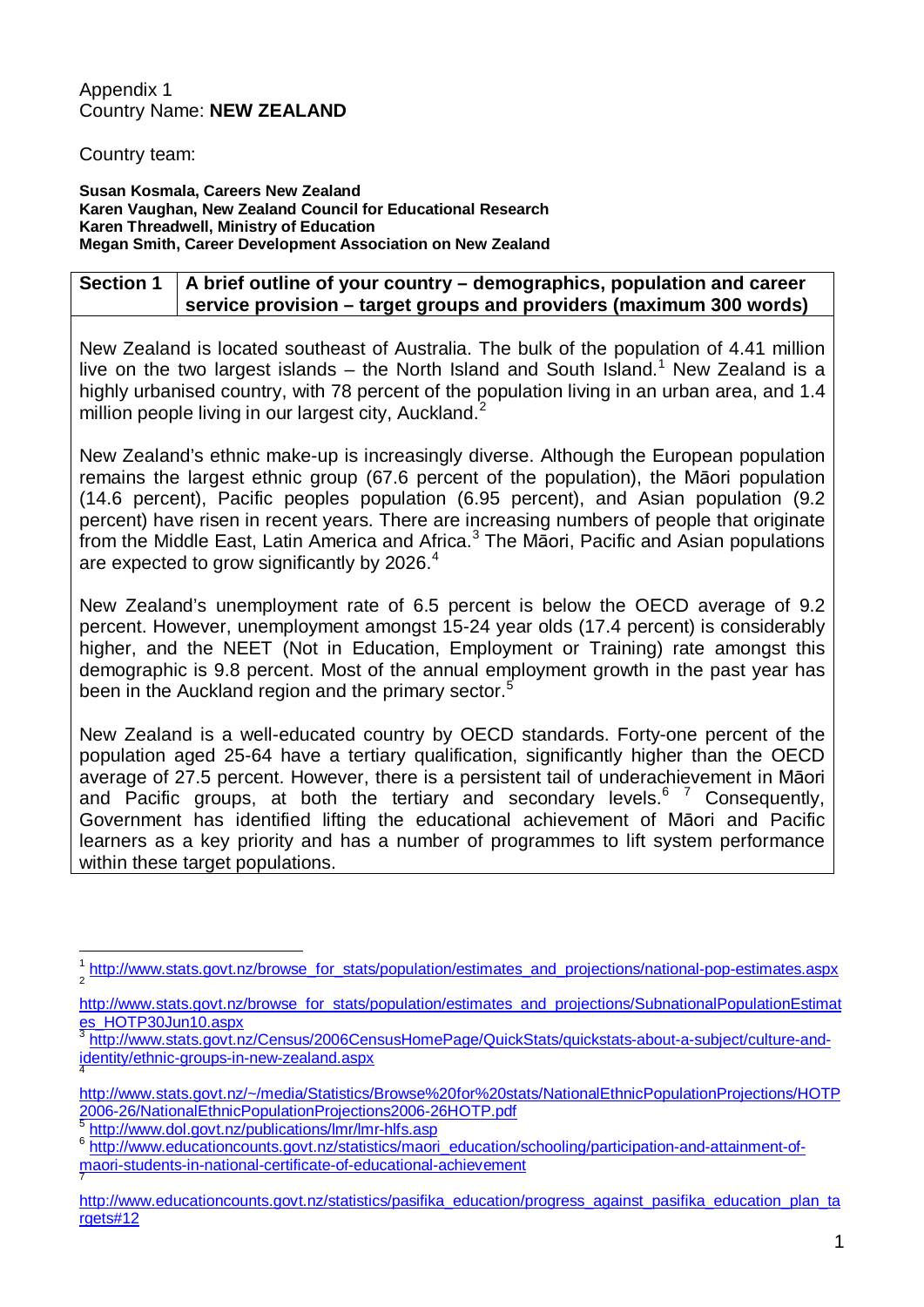Appendix 1
Country Name: **NEW ZEALAND**

Country team:

**Susan Kosmala, Careers New Zealand**
**Karen Vaughan, New Zealand Council for Educational Research**
**Karen Threadwell, Ministry of Education**
**Megan Smith, Career Development Association on New Zealand**

| **Section 1** | **A brief outline of your country – demographics, population and career service provision – target groups and providers (maximum 300 words)** |
|---|---|

New Zealand is located southeast of Australia. The bulk of the population of 4.41 million live on the two largest islands – the North Island and South Island.[1] New Zealand is a highly urbanised country, with 78 percent of the population living in an urban area, and 1.4 million people living in our largest city, Auckland.[2]

New Zealand's ethnic make-up is increasingly diverse. Although the European population remains the largest ethnic group (67.6 percent of the population), the Māori population (14.6 percent), Pacific peoples population (6.95 percent), and Asian population (9.2 percent) have risen in recent years. There are increasing numbers of people that originate from the Middle East, Latin America and Africa.[3] The Māori, Pacific and Asian populations are expected to grow significantly by 2026.[4]

New Zealand's unemployment rate of 6.5 percent is below the OECD average of 9.2 percent. However, unemployment amongst 15-24 year olds (17.4 percent) is considerably higher, and the NEET (Not in Education, Employment or Training) rate amongst this demographic is 9.8 percent. Most of the annual employment growth in the past year has been in the Auckland region and the primary sector.[5]

New Zealand is a well-educated country by OECD standards. Forty-one percent of the population aged 25-64 have a tertiary qualification, significantly higher than the OECD average of 27.5 percent. However, there is a persistent tail of underachievement in Māori and Pacific groups, at both the tertiary and secondary levels.[6] [7] Consequently, Government has identified lifting the educational achievement of Māori and Pacific learners as a key priority and has a number of programmes to lift system performance within these target populations.

---

[1] http://www.stats.govt.nz/browse_for_stats/population/estimates_and_projections/national-pop-estimates.aspx

[2] http://www.stats.govt.nz/browse_for_stats/population/estimates_and_projections/SubnationalPopulationEstimates_HOTP30Jun10.aspx

[3] http://www.stats.govt.nz/Census/2006CensusHomePage/QuickStats/quickstats-about-a-subject/culture-and-identity/ethnic-groups-in-new-zealand.aspx

[4] http://www.stats.govt.nz/~/media/Statistics/Browse%20for%20stats/NationalEthnicPopulationProjections/HOTP2006-26/NationalEthnicPopulationProjections2006-26HOTP.pdf

[5] http://www.dol.govt.nz/publications/lmr/lmr-hlfs.asp

[6] http://www.educationcounts.govt.nz/statistics/maori_education/schooling/participation-and-attainment-of-maori-students-in-national-certificate-of-educational-achievement

[7] http://www.educationcounts.govt.nz/statistics/pasifika_education/progress_against_pasifika_education_plan_targets#12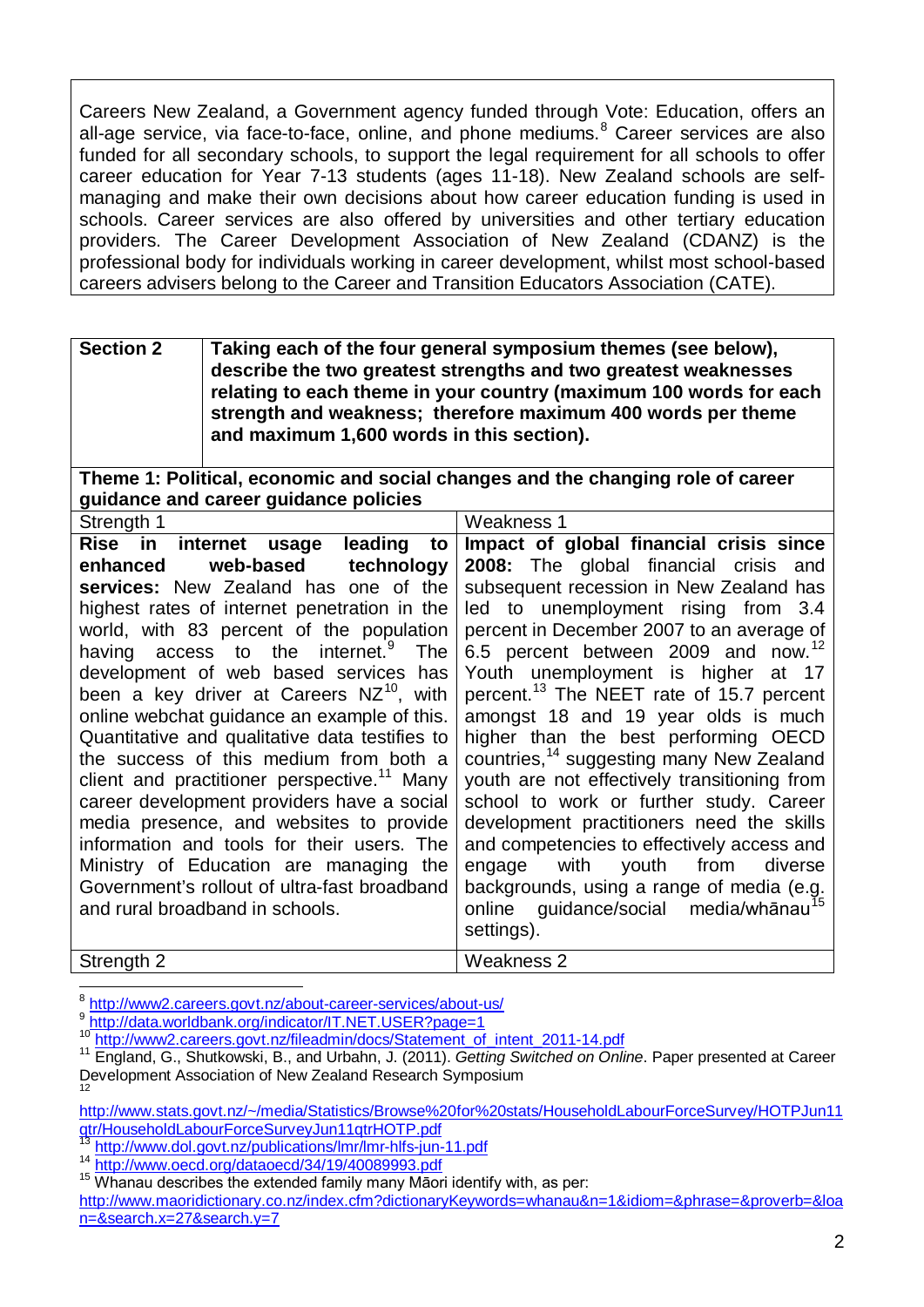Careers New Zealand, a Government agency funded through Vote: Education, offers an all-age service, via face-to-face, online, and phone mediums.[8] Career services are also funded for all secondary schools, to support the legal requirement for all schools to offer career education for Year 7-13 students (ages 11-18). New Zealand schools are self-managing and make their own decisions about how career education funding is used in schools. Career services are also offered by universities and other tertiary education providers. The Career Development Association of New Zealand (CDANZ) is the professional body for individuals working in career development, whilst most school-based careers advisers belong to the Career and Transition Educators Association (CATE).

| **Section 2** | **Taking each of the four general symposium themes (see below), describe the two greatest strengths and two greatest weaknesses relating to each theme in your country (maximum 100 words for each strength and weakness; therefore maximum 400 words per theme and maximum 1,600 words in this section).** |
|---|---|

**Theme 1: Political, economic and social changes and the changing role of career guidance and career guidance policies**

| Strength 1 | Weakness 1 |
|---|---|
| **Rise in internet usage leading to enhanced web-based technology services:** New Zealand has one of the highest rates of internet penetration in the world, with 83 percent of the population having access to the internet.[9] The development of web based services has been a key driver at Careers NZ[10], with online webchat guidance an example of this. Quantitative and qualitative data testifies to the success of this medium from both a client and practitioner perspective.[11] Many career development providers have a social media presence, and websites to provide information and tools for their users. The Ministry of Education are managing the Government's rollout of ultra-fast broadband and rural broadband in schools. | **Impact of global financial crisis since 2008:** The global financial crisis and subsequent recession in New Zealand has led to unemployment rising from 3.4 percent in December 2007 to an average of 6.5 percent between 2009 and now.[12] Youth unemployment is higher at 17 percent.[13] The NEET rate of 15.7 percent amongst 18 and 19 year olds is much higher than the best performing OECD countries,[14] suggesting many New Zealand youth are not effectively transitioning from school to work or further study. Career development practitioners need the skills and competencies to effectively access and engage with youth from diverse backgrounds, using a range of media (e.g. online guidance/social media/whānau[15] settings). |
| Strength 2 | Weakness 2 |

[8] http://www2.careers.govt.nz/about-career-services/about-us/

[9] http://data.worldbank.org/indicator/IT.NET.USER?page=1

[10] http://www2.careers.govt.nz/fileadmin/docs/Statement_of_intent_2011-14.pdf

[11] England, G., Shutkowski, B., and Urbahn, J. (2011). *Getting Switched on Online*. Paper presented at Career Development Association of New Zealand Research Symposium

[12] http://www.stats.govt.nz/~/media/Statistics/Browse%20for%20stats/HouseholdLabourForceSurvey/HOTPJun11qtr/HouseholdLabourForceSurveyJun11qtrHOTP.pdf

[13] http://www.dol.govt.nz/publications/lmr/lmr-hlfs-jun-11.pdf

[14] http://www.oecd.org/dataoecd/34/19/40089993.pdf

[15] Whanau describes the extended family many Māori identify with, as per: http://www.maoridictionary.co.nz/index.cfm?dictionaryKeywords=whanau&n=1&idiom=&phrase=&proverb=&loan=&search.x=27&search.y=7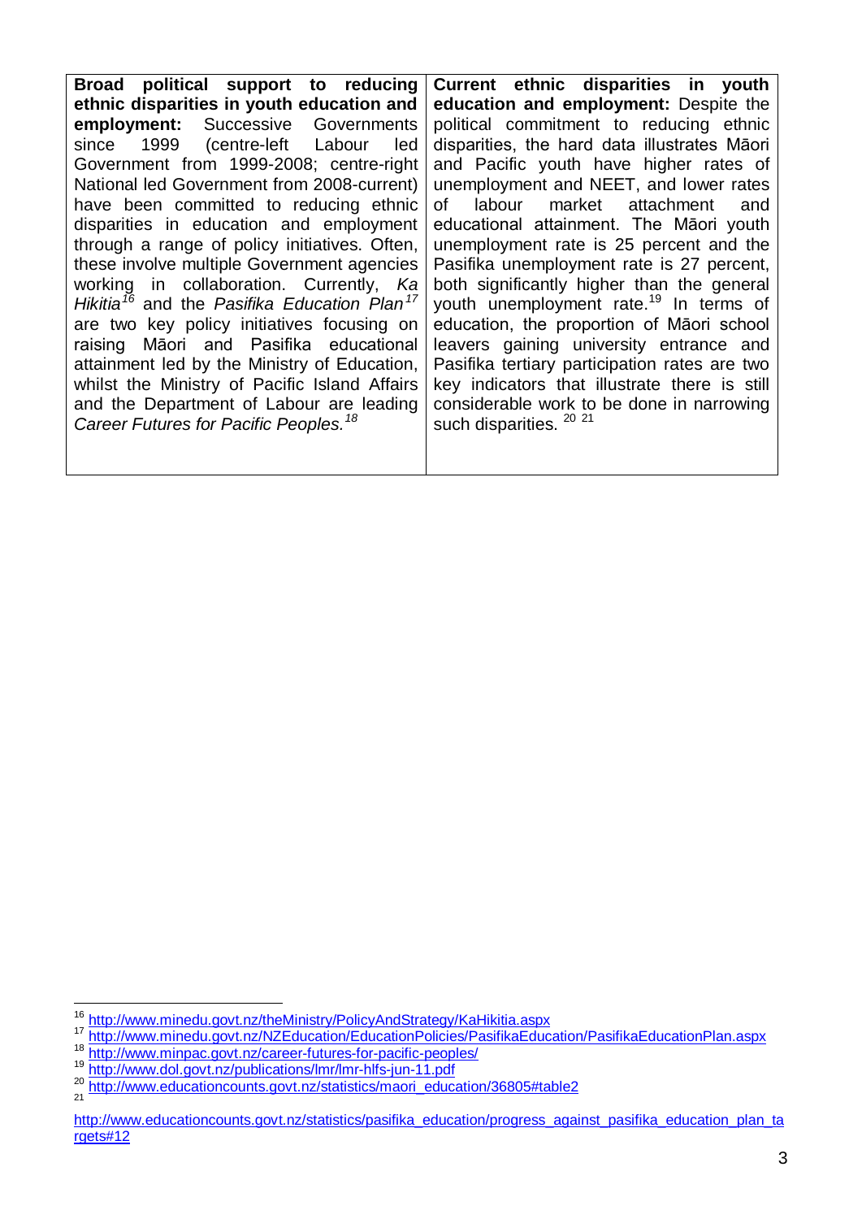| **Broad political support to reducing ethnic disparities in youth education and employment:** Successive Governments since 1999 (centre-left Labour led Government from 1999-2008; centre-right National led Government from 2008-current) have been committed to reducing ethnic disparities in education and employment through a range of policy initiatives. Often, these involve multiple Government agencies working in collaboration. Currently, *Ka Hikitia*[16] and the *Pasifika Education Plan*[17] are two key policy initiatives focusing on raising Māori and Pasifika educational attainment led by the Ministry of Education, whilst the Ministry of Pacific Island Affairs and the Department of Labour are leading *Career Futures for Pacific Peoples.*[18] | **Current ethnic disparities in youth education and employment:** Despite the political commitment to reducing ethnic disparities, the hard data illustrates Māori and Pacific youth have higher rates of unemployment and NEET, and lower rates of labour market attachment and educational attainment. The Māori youth unemployment rate is 25 percent and the Pasifika unemployment rate is 27 percent, both significantly higher than the general youth unemployment rate.[19] In terms of education, the proportion of Māori school leavers gaining university entrance and Pasifika tertiary participation rates are two key indicators that illustrate there is still considerable work to be done in narrowing such disparities. [20] [21] |
|---|---|

[16] http://www.minedu.govt.nz/theMinistry/PolicyAndStrategy/KaHikitia.aspx
[17] http://www.minedu.govt.nz/NZEducation/EducationPolicies/PasifikaEducation/PasifikaEducationPlan.aspx
[18] http://www.minpac.govt.nz/career-futures-for-pacific-peoples/
[19] http://www.dol.govt.nz/publications/lmr/lmr-hlfs-jun-11.pdf
[20] http://www.educationcounts.govt.nz/statistics/maori_education/36805#table2
[21] http://www.educationcounts.govt.nz/statistics/pasifika_education/progress_against_pasifika_education_plan_targets#12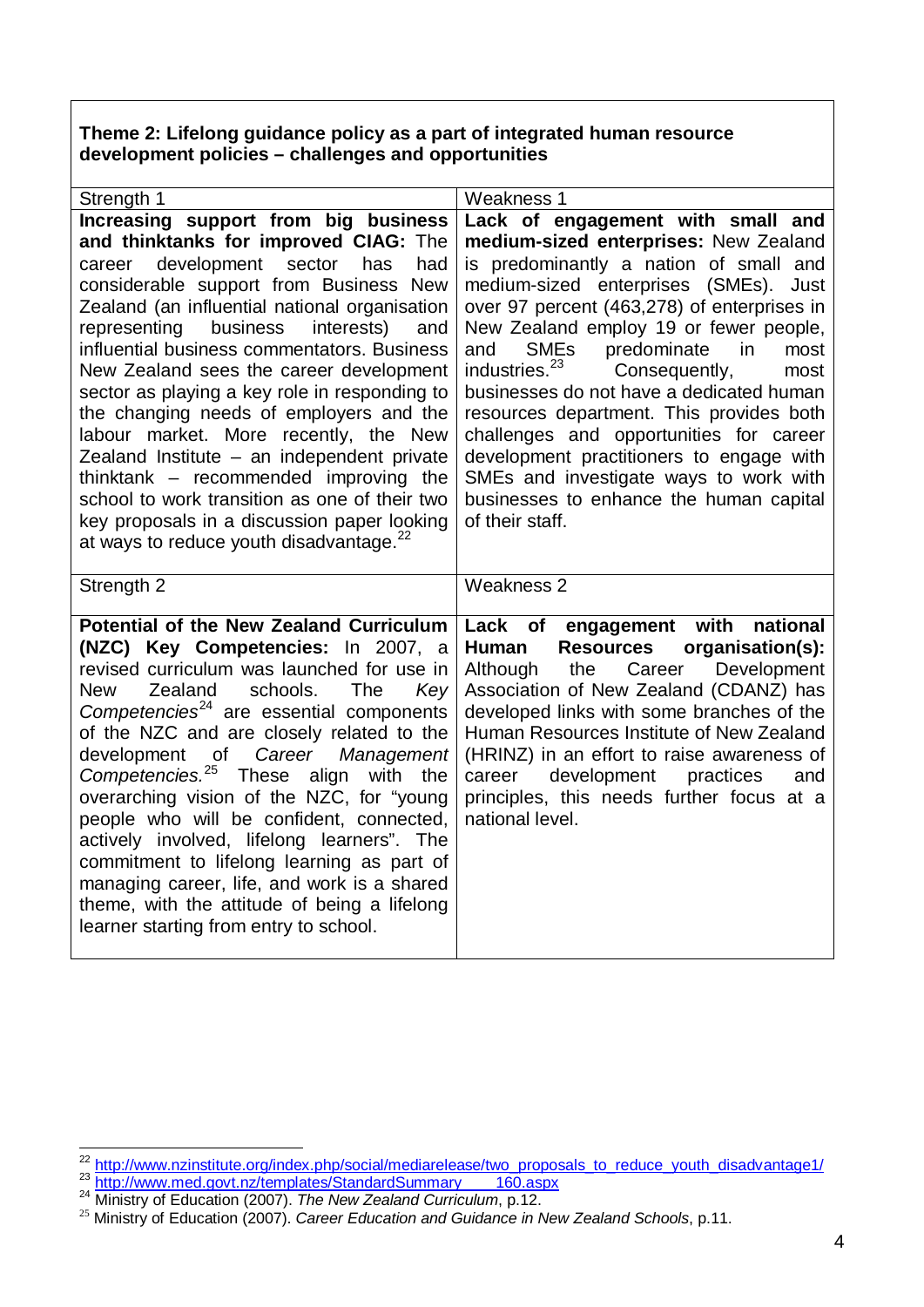**Theme 2: Lifelong guidance policy as a part of integrated human resource development policies – challenges and opportunities**

| Strength 1 | Weakness 1 |
|---|---|
| **Increasing support from big business and thinktanks for improved CIAG:** The career development sector has had considerable support from Business New Zealand (an influential national organisation representing business interests) and influential business commentators. Business New Zealand sees the career development sector as playing a key role in responding to the changing needs of employers and the labour market. More recently, the New Zealand Institute – an independent private thinktank – recommended improving the school to work transition as one of their two key proposals in a discussion paper looking at ways to reduce youth disadvantage.[22] | **Lack of engagement with small and medium-sized enterprises:** New Zealand is predominantly a nation of small and medium-sized enterprises (SMEs). Just over 97 percent (463,278) of enterprises in New Zealand employ 19 or fewer people, and SMEs predominate in most industries.[23] Consequently, most businesses do not have a dedicated human resources department. This provides both challenges and opportunities for career development practitioners to engage with SMEs and investigate ways to work with businesses to enhance the human capital of their staff. |
| **Strength 2** | **Weakness 2** |
| **Potential of the New Zealand Curriculum (NZC) Key Competencies:** In 2007, a revised curriculum was launched for use in New Zealand schools. The *Key Competencies*[24] are essential components of the NZC and are closely related to the development of *Career Management Competencies.*[25] These align with the overarching vision of the NZC, for "young people who will be confident, connected, actively involved, lifelong learners". The commitment to lifelong learning as part of managing career, life, and work is a shared theme, with the attitude of being a lifelong learner starting from entry to school. | **Lack of engagement with national Human Resources organisation(s):** Although the Career Development Association of New Zealand (CDANZ) has developed links with some branches of the Human Resources Institute of New Zealand (HRINZ) in an effort to raise awareness of career development practices and principles, this needs further focus at a national level. |

[22] http://www.nzinstitute.org/index.php/social/mediarelease/two_proposals_to_reduce_youth_disadvantage1/

[23] http://www.med.govt.nz/templates/StandardSummary____160.aspx

[24] Ministry of Education (2007). *The New Zealand Curriculum*, p.12.

[25] Ministry of Education (2007). *Career Education and Guidance in New Zealand Schools*, p.11.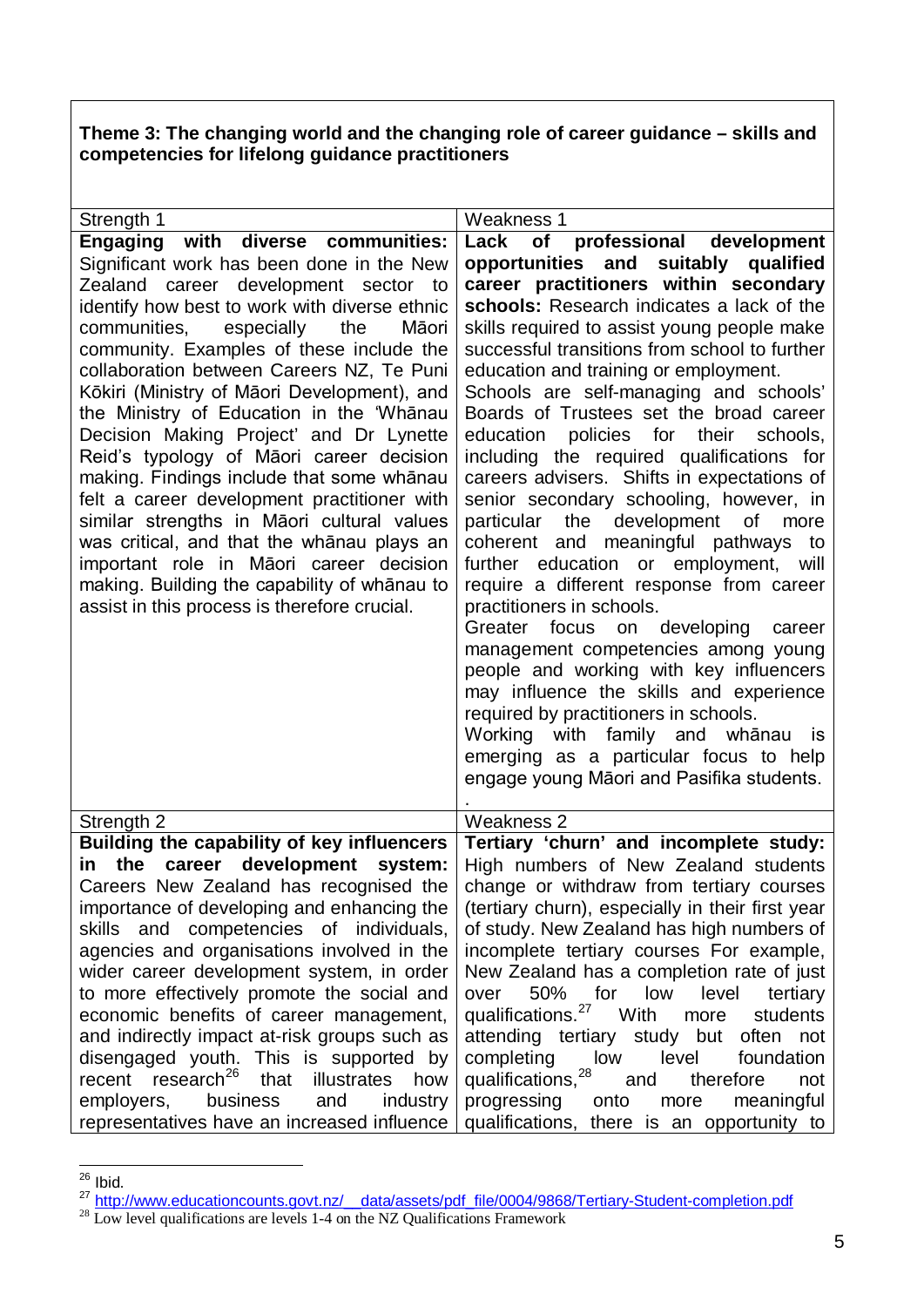**Theme 3: The changing world and the changing role of career guidance – skills and competencies for lifelong guidance practitioners**

| Strength 1 | Weakness 1 |
|---|---|
| **Engaging with diverse communities:** Significant work has been done in the New Zealand career development sector to identify how best to work with diverse ethnic communities, especially the Māori community. Examples of these include the collaboration between Careers NZ, Te Puni Kōkiri (Ministry of Māori Development), and the Ministry of Education in the 'Whānau Decision Making Project' and Dr Lynette Reid's typology of Māori career decision making. Findings include that some whānau felt a career development practitioner with similar strengths in Māori cultural values was critical, and that the whānau plays an important role in Māori career decision making. Building the capability of whānau to assist in this process is therefore crucial. | **Lack of professional development opportunities and suitably qualified career practitioners within secondary schools:** Research indicates a lack of the skills required to assist young people make successful transitions from school to further education and training or employment. Schools are self-managing and schools' Boards of Trustees set the broad career education policies for their schools, including the required qualifications for careers advisers. Shifts in expectations of senior secondary schooling, however, in particular the development of more coherent and meaningful pathways to further education or employment, will require a different response from career practitioners in schools. Greater focus on developing career management competencies among young people and working with key influencers may influence the skills and experience required by practitioners in schools. Working with family and whānau is emerging as a particular focus to help engage young Māori and Pasifika students. . |
| Strength 2 | Weakness 2 |
| **Building the capability of key influencers in the career development system:** Careers New Zealand has recognised the importance of developing and enhancing the skills and competencies of individuals, agencies and organisations involved in the wider career development system, in order to more effectively promote the social and economic benefits of career management, and indirectly impact at-risk groups such as disengaged youth. This is supported by recent research[26] that illustrates how employers, business and industry representatives have an increased influence | **Tertiary 'churn' and incomplete study:** High numbers of New Zealand students change or withdraw from tertiary courses (tertiary churn), especially in their first year of study. New Zealand has high numbers of incomplete tertiary courses For example, New Zealand has a completion rate of just over 50% for low level tertiary qualifications.[27] With more students attending tertiary study but often not completing low level foundation qualifications,[28] and therefore not progressing onto more meaningful qualifications, there is an opportunity to |

[26] Ibid.

[27] http://www.educationcounts.govt.nz/__data/assets/pdf_file/0004/9868/Tertiary-Student-completion.pdf

[28] Low level qualifications are levels 1-4 on the NZ Qualifications Framework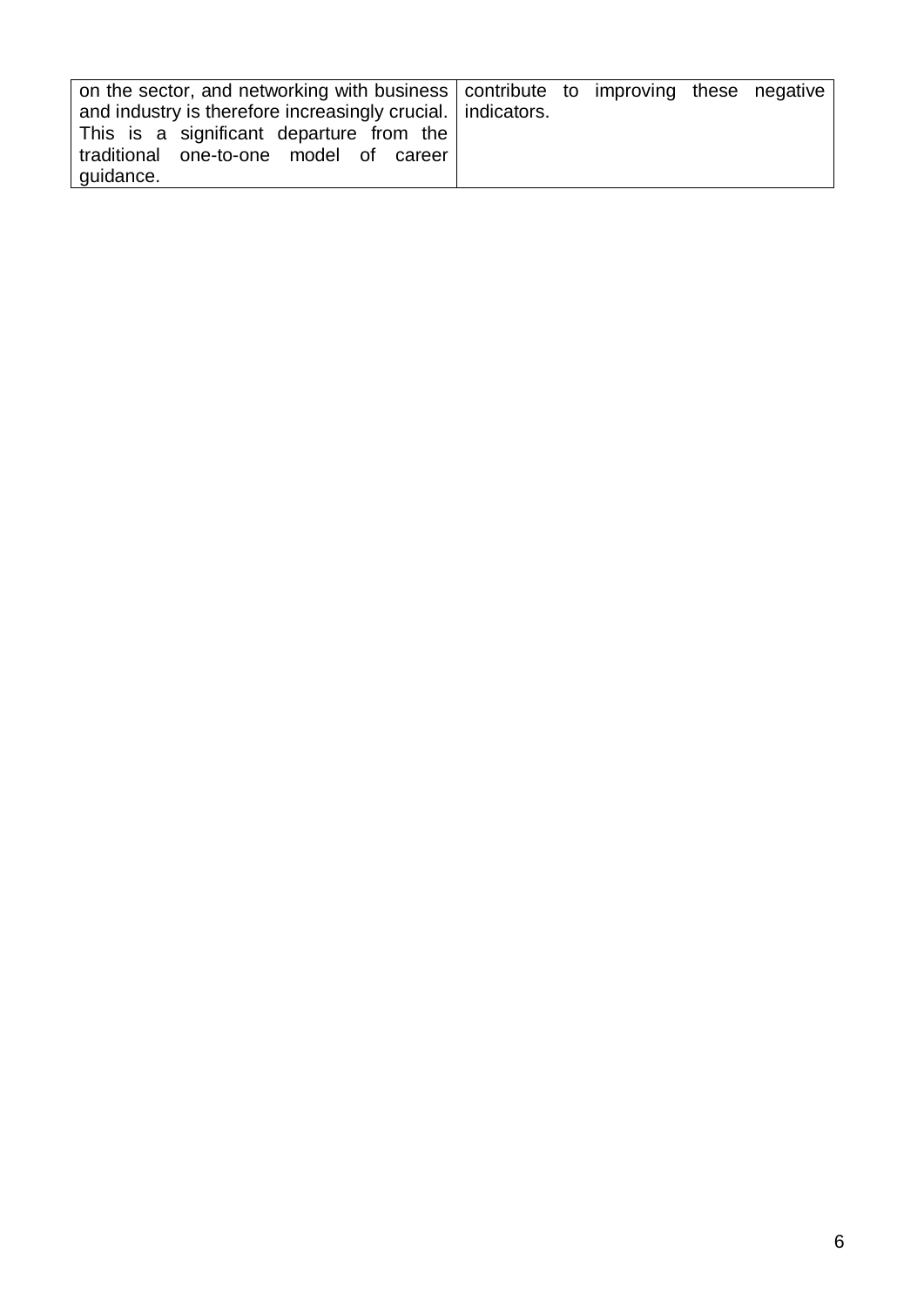| | |
|---|---|
| on the sector, and networking with business and industry is therefore increasingly crucial. This is a significant departure from the traditional one-to-one model of career guidance. | contribute to improving these negative indicators. |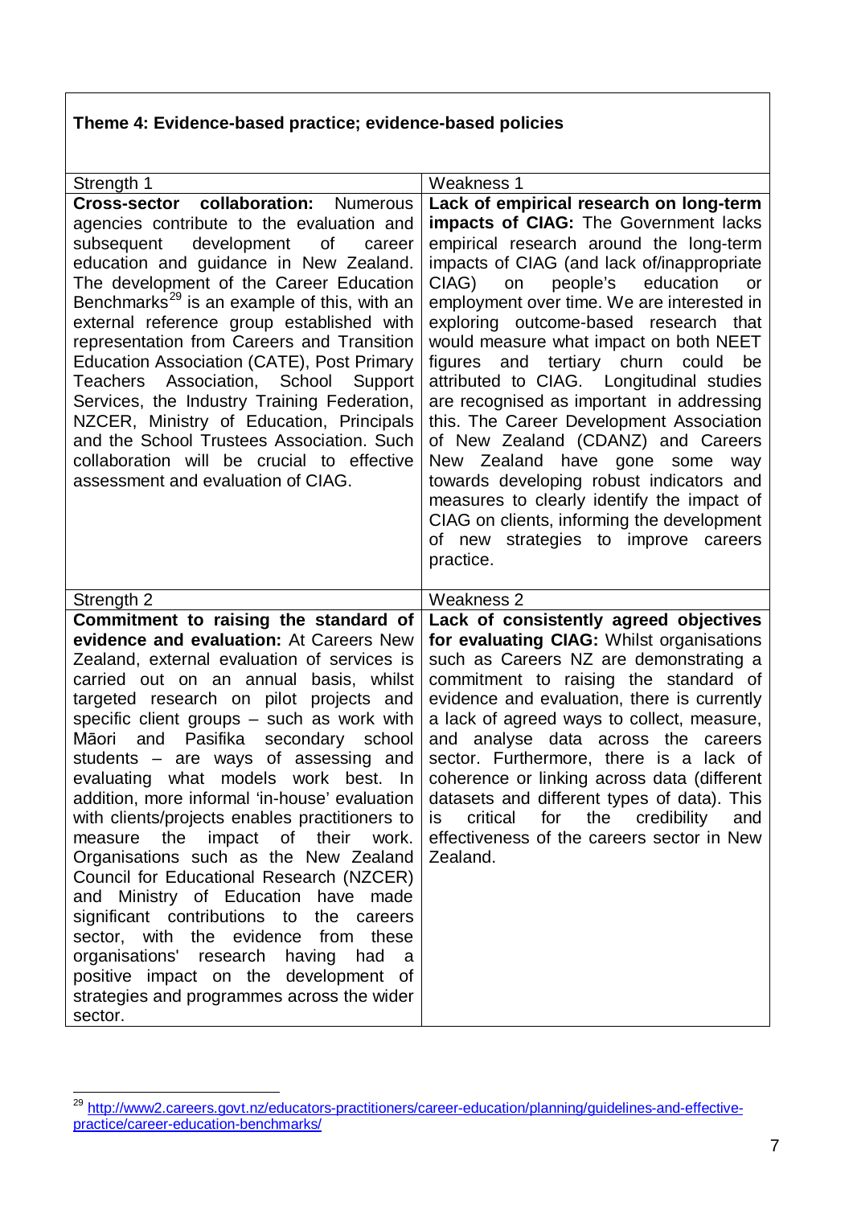## Theme 4: Evidence-based practice; evidence-based policies

| Strength 1 | Weakness 1 |
|---|---|
| **Cross-sector collaboration:** Numerous agencies contribute to the evaluation and subsequent development of career education and guidance in New Zealand. The development of the Career Education Benchmarks[29] is an example of this, with an external reference group established with representation from Careers and Transition Education Association (CATE), Post Primary Teachers Association, School Support Services, the Industry Training Federation, NZCER, Ministry of Education, Principals and the School Trustees Association. Such collaboration will be crucial to effective assessment and evaluation of CIAG. | **Lack of empirical research on long-term impacts of CIAG:** The Government lacks empirical research around the long-term impacts of CIAG (and lack of/inappropriate CIAG) on people's education or employment over time. We are interested in exploring outcome-based research that would measure what impact on both NEET figures and tertiary churn could be attributed to CIAG. Longitudinal studies are recognised as important in addressing this. The Career Development Association of New Zealand (CDANZ) and Careers New Zealand have gone some way towards developing robust indicators and measures to clearly identify the impact of CIAG on clients, informing the development of new strategies to improve careers practice. |
| Strength 2 | Weakness 2 |
| **Commitment to raising the standard of evidence and evaluation:** At Careers New Zealand, external evaluation of services is carried out on an annual basis, whilst targeted research on pilot projects and specific client groups – such as work with Māori and Pasifika secondary school students – are ways of assessing and evaluating what models work best. In addition, more informal 'in-house' evaluation with clients/projects enables practitioners to measure the impact of their work. Organisations such as the New Zealand Council for Educational Research (NZCER) and Ministry of Education have made significant contributions to the careers sector, with the evidence from these organisations' research having had a positive impact on the development of strategies and programmes across the wider sector. | **Lack of consistently agreed objectives for evaluating CIAG:** Whilst organisations such as Careers NZ are demonstrating a commitment to raising the standard of evidence and evaluation, there is currently a lack of agreed ways to collect, measure, and analyse data across the careers sector. Furthermore, there is a lack of coherence or linking across data (different datasets and different types of data). This is critical for the credibility and effectiveness of the careers sector in New Zealand. |

[29] http://www2.careers.govt.nz/educators-practitioners/career-education/planning/guidelines-and-effective-practice/career-education-benchmarks/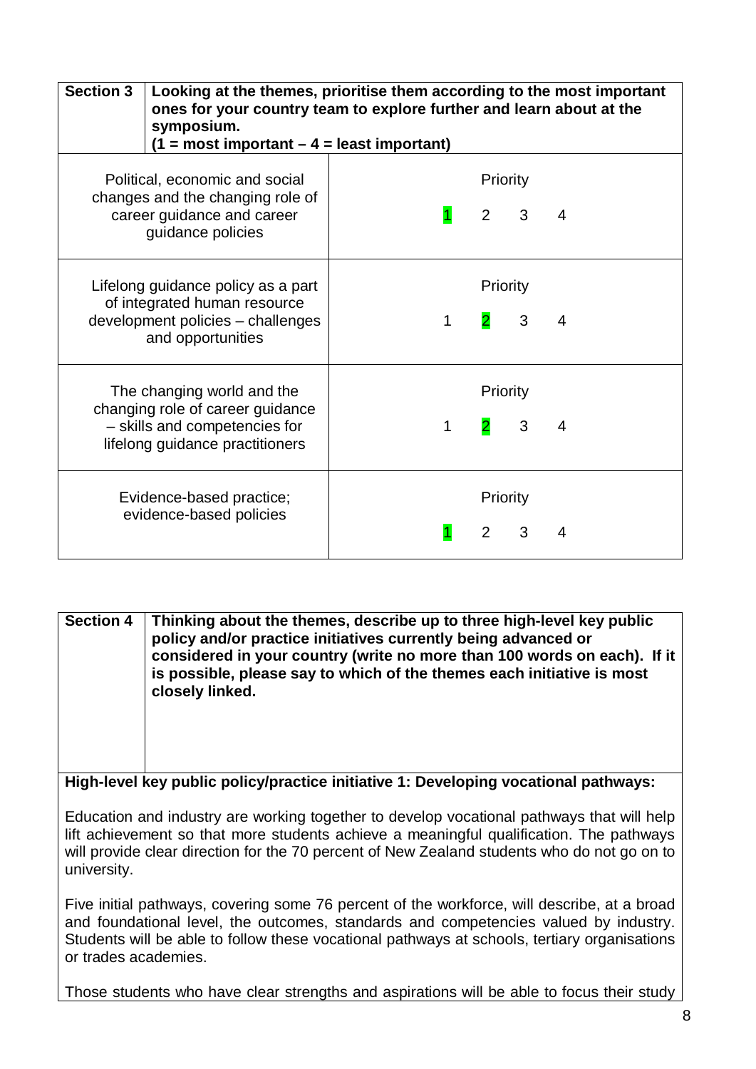| **Section 3** | **Looking at the themes, prioritise them according to the most important ones for your country team to explore further and learn about at the symposium. (1 = most important – 4 = least important)** |
|---|---|
| Political, economic and social changes and the changing role of career guidance and career guidance policies | Priority<br>**1** 2 3 4 |
| Lifelong guidance policy as a part of integrated human resource development policies – challenges and opportunities | Priority<br>1 **2** 3 4 |
| The changing world and the changing role of career guidance – skills and competencies for lifelong guidance practitioners | Priority<br>1 **2** 3 4 |
| Evidence-based practice; evidence-based policies | Priority<br>**1** 2 3 4 |

| **Section 4** | **Thinking about the themes, describe up to three high-level key public policy and/or practice initiatives currently being advanced or considered in your country (write no more than 100 words on each). If it is possible, please say to which of the themes each initiative is most closely linked.** |
|---|---|

**High-level key public policy/practice initiative 1: Developing vocational pathways:**

Education and industry are working together to develop vocational pathways that will help lift achievement so that more students achieve a meaningful qualification. The pathways will provide clear direction for the 70 percent of New Zealand students who do not go on to university.

Five initial pathways, covering some 76 percent of the workforce, will describe, at a broad and foundational level, the outcomes, standards and competencies valued by industry. Students will be able to follow these vocational pathways at schools, tertiary organisations or trades academies.

Those students who have clear strengths and aspirations will be able to focus their study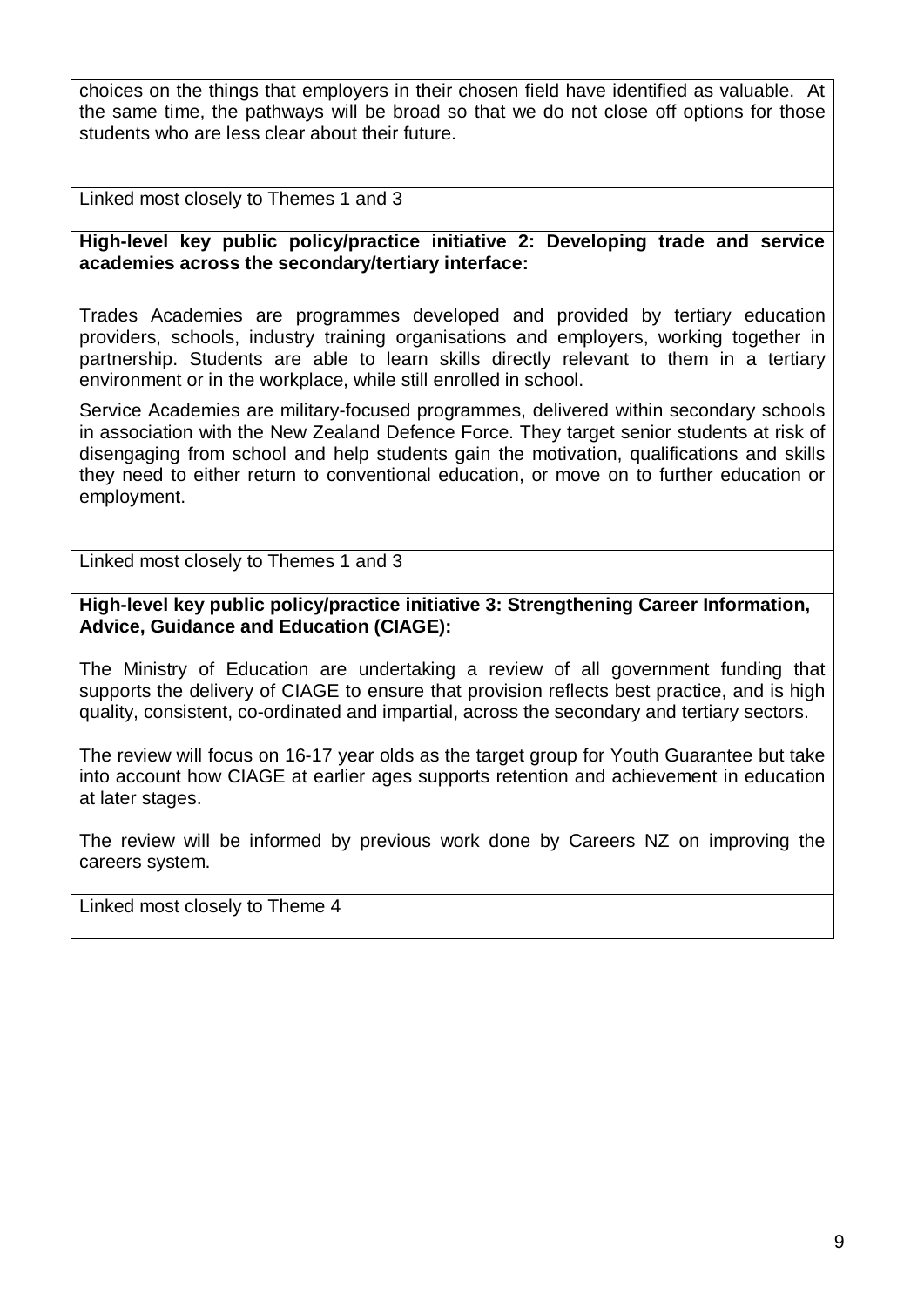choices on the things that employers in their chosen field have identified as valuable. At the same time, the pathways will be broad so that we do not close off options for those students who are less clear about their future.

Linked most closely to Themes 1 and 3

**High-level key public policy/practice initiative 2: Developing trade and service academies across the secondary/tertiary interface:**

Trades Academies are programmes developed and provided by tertiary education providers, schools, industry training organisations and employers, working together in partnership. Students are able to learn skills directly relevant to them in a tertiary environment or in the workplace, while still enrolled in school.

Service Academies are military-focused programmes, delivered within secondary schools in association with the New Zealand Defence Force. They target senior students at risk of disengaging from school and help students gain the motivation, qualifications and skills they need to either return to conventional education, or move on to further education or employment.

Linked most closely to Themes 1 and 3

**High-level key public policy/practice initiative 3: Strengthening Career Information, Advice, Guidance and Education (CIAGE):**

The Ministry of Education are undertaking a review of all government funding that supports the delivery of CIAGE to ensure that provision reflects best practice, and is high quality, consistent, co-ordinated and impartial, across the secondary and tertiary sectors.

The review will focus on 16-17 year olds as the target group for Youth Guarantee but take into account how CIAGE at earlier ages supports retention and achievement in education at later stages.

The review will be informed by previous work done by Careers NZ on improving the careers system.

Linked most closely to Theme 4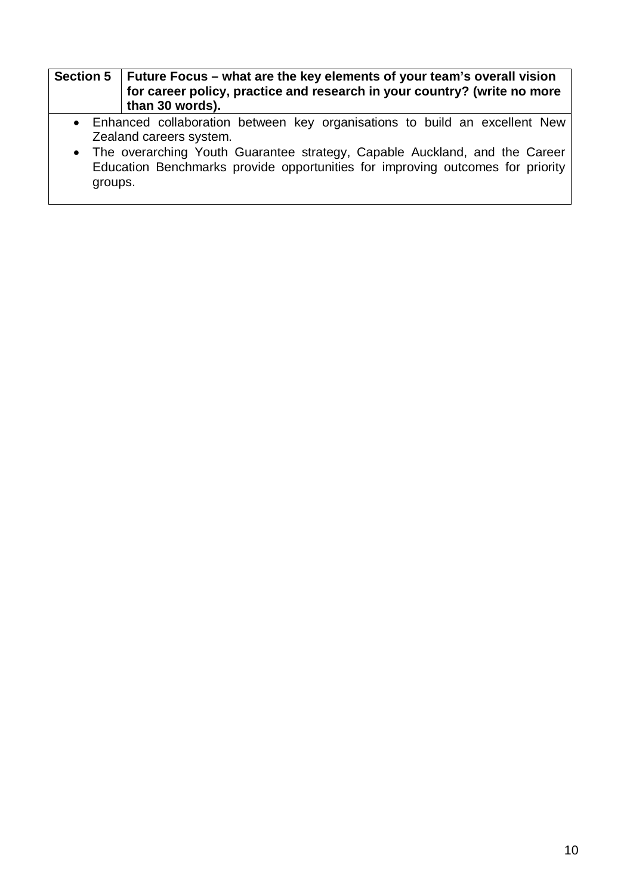| Section 5 | Future Focus – what are the key elements of your team's overall vision for career policy, practice and research in your country? (write no more than 30 words). |
|---|---|

- Enhanced collaboration between key organisations to build an excellent New Zealand careers system.
- The overarching Youth Guarantee strategy, Capable Auckland, and the Career Education Benchmarks provide opportunities for improving outcomes for priority groups.